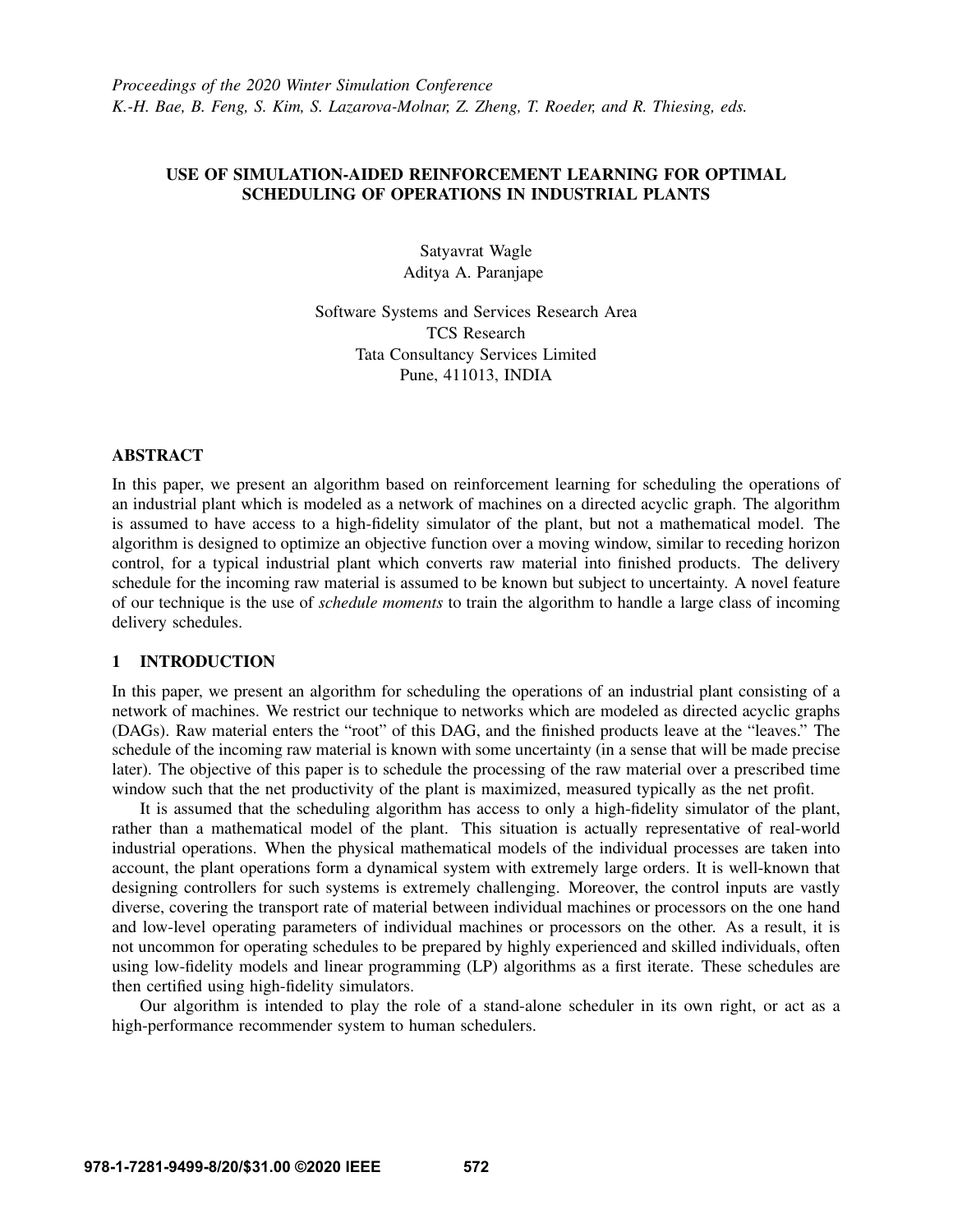# USE OF SIMULATION-AIDED REINFORCEMENT LEARNING FOR OPTIMAL SCHEDULING OF OPERATIONS IN INDUSTRIAL PLANTS

Satyavrat Wagle
Aditya A. Paranjape

Software Systems and Services Research Area
TCS Research
Tata Consultancy Services Limited
Pune, 411013, INDIA

## ABSTRACT

In this paper, we present an algorithm based on reinforcement learning for scheduling the operations of an industrial plant which is modeled as a network of machines on a directed acyclic graph. The algorithm is assumed to have access to a high-fidelity simulator of the plant, but not a mathematical model. The algorithm is designed to optimize an objective function over a moving window, similar to receding horizon control, for a typical industrial plant which converts raw material into finished products. The delivery schedule for the incoming raw material is assumed to be known but subject to uncertainty. A novel feature of our technique is the use of *schedule moments* to train the algorithm to handle a large class of incoming delivery schedules.

## 1 INTRODUCTION

In this paper, we present an algorithm for scheduling the operations of an industrial plant consisting of a network of machines. We restrict our technique to networks which are modeled as directed acyclic graphs (DAGs). Raw material enters the "root" of this DAG, and the finished products leave at the "leaves." The schedule of the incoming raw material is known with some uncertainty (in a sense that will be made precise later). The objective of this paper is to schedule the processing of the raw material over a prescribed time window such that the net productivity of the plant is maximized, measured typically as the net profit.

It is assumed that the scheduling algorithm has access to only a high-fidelity simulator of the plant, rather than a mathematical model of the plant. This situation is actually representative of real-world industrial operations. When the physical mathematical models of the individual processes are taken into account, the plant operations form a dynamical system with extremely large orders. It is well-known that designing controllers for such systems is extremely challenging. Moreover, the control inputs are vastly diverse, covering the transport rate of material between individual machines or processors on the one hand and low-level operating parameters of individual machines or processors on the other. As a result, it is not uncommon for operating schedules to be prepared by highly experienced and skilled individuals, often using low-fidelity models and linear programming (LP) algorithms as a first iterate. These schedules are then certified using high-fidelity simulators.

Our algorithm is intended to play the role of a stand-alone scheduler in its own right, or act as a high-performance recommender system to human schedulers.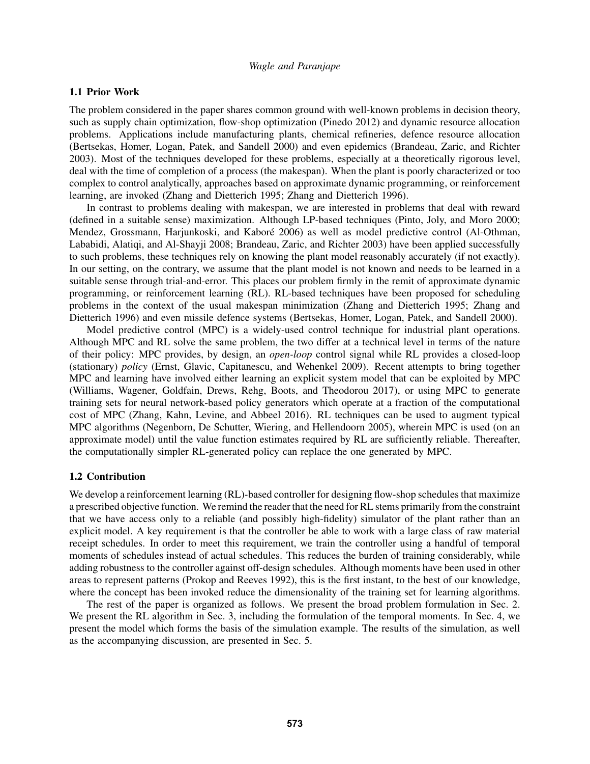### 1.1 Prior Work

The problem considered in the paper shares common ground with well-known problems in decision theory, such as supply chain optimization, flow-shop optimization (Pinedo 2012) and dynamic resource allocation problems. Applications include manufacturing plants, chemical refineries, defence resource allocation (Bertsekas, Homer, Logan, Patek, and Sandell 2000) and even epidemics (Brandeau, Zaric, and Richter 2003). Most of the techniques developed for these problems, especially at a theoretically rigorous level, deal with the time of completion of a process (the makespan). When the plant is poorly characterized or too complex to control analytically, approaches based on approximate dynamic programming, or reinforcement learning, are invoked (Zhang and Dietterich 1995; Zhang and Dietterich 1996).

In contrast to problems dealing with makespan, we are interested in problems that deal with reward (defined in a suitable sense) maximization. Although LP-based techniques (Pinto, Joly, and Moro 2000; Mendez, Grossmann, Harjunkoski, and Kaboré 2006) as well as model predictive control (Al-Othman, Lababidi, Alatiqi, and Al-Shayji 2008; Brandeau, Zaric, and Richter 2003) have been applied successfully to such problems, these techniques rely on knowing the plant model reasonably accurately (if not exactly). In our setting, on the contrary, we assume that the plant model is not known and needs to be learned in a suitable sense through trial-and-error. This places our problem firmly in the remit of approximate dynamic programming, or reinforcement learning (RL). RL-based techniques have been proposed for scheduling problems in the context of the usual makespan minimization (Zhang and Dietterich 1995; Zhang and Dietterich 1996) and even missile defence systems (Bertsekas, Homer, Logan, Patek, and Sandell 2000).

Model predictive control (MPC) is a widely-used control technique for industrial plant operations. Although MPC and RL solve the same problem, the two differ at a technical level in terms of the nature of their policy: MPC provides, by design, an *open-loop* control signal while RL provides a closed-loop (stationary) *policy* (Ernst, Glavic, Capitanescu, and Wehenkel 2009). Recent attempts to bring together MPC and learning have involved either learning an explicit system model that can be exploited by MPC (Williams, Wagener, Goldfain, Drews, Rehg, Boots, and Theodorou 2017), or using MPC to generate training sets for neural network-based policy generators which operate at a fraction of the computational cost of MPC (Zhang, Kahn, Levine, and Abbeel 2016). RL techniques can be used to augment typical MPC algorithms (Negenborn, De Schutter, Wiering, and Hellendoorn 2005), wherein MPC is used (on an approximate model) until the value function estimates required by RL are sufficiently reliable. Thereafter, the computationally simpler RL-generated policy can replace the one generated by MPC.

### 1.2 Contribution

We develop a reinforcement learning (RL)-based controller for designing flow-shop schedules that maximize a prescribed objective function. We remind the reader that the need for RL stems primarily from the constraint that we have access only to a reliable (and possibly high-fidelity) simulator of the plant rather than an explicit model. A key requirement is that the controller be able to work with a large class of raw material receipt schedules. In order to meet this requirement, we train the controller using a handful of temporal moments of schedules instead of actual schedules. This reduces the burden of training considerably, while adding robustness to the controller against off-design schedules. Although moments have been used in other areas to represent patterns (Prokop and Reeves 1992), this is the first instant, to the best of our knowledge, where the concept has been invoked reduce the dimensionality of the training set for learning algorithms.

The rest of the paper is organized as follows. We present the broad problem formulation in Sec. 2. We present the RL algorithm in Sec. 3, including the formulation of the temporal moments. In Sec. 4, we present the model which forms the basis of the simulation example. The results of the simulation, as well as the accompanying discussion, are presented in Sec. 5.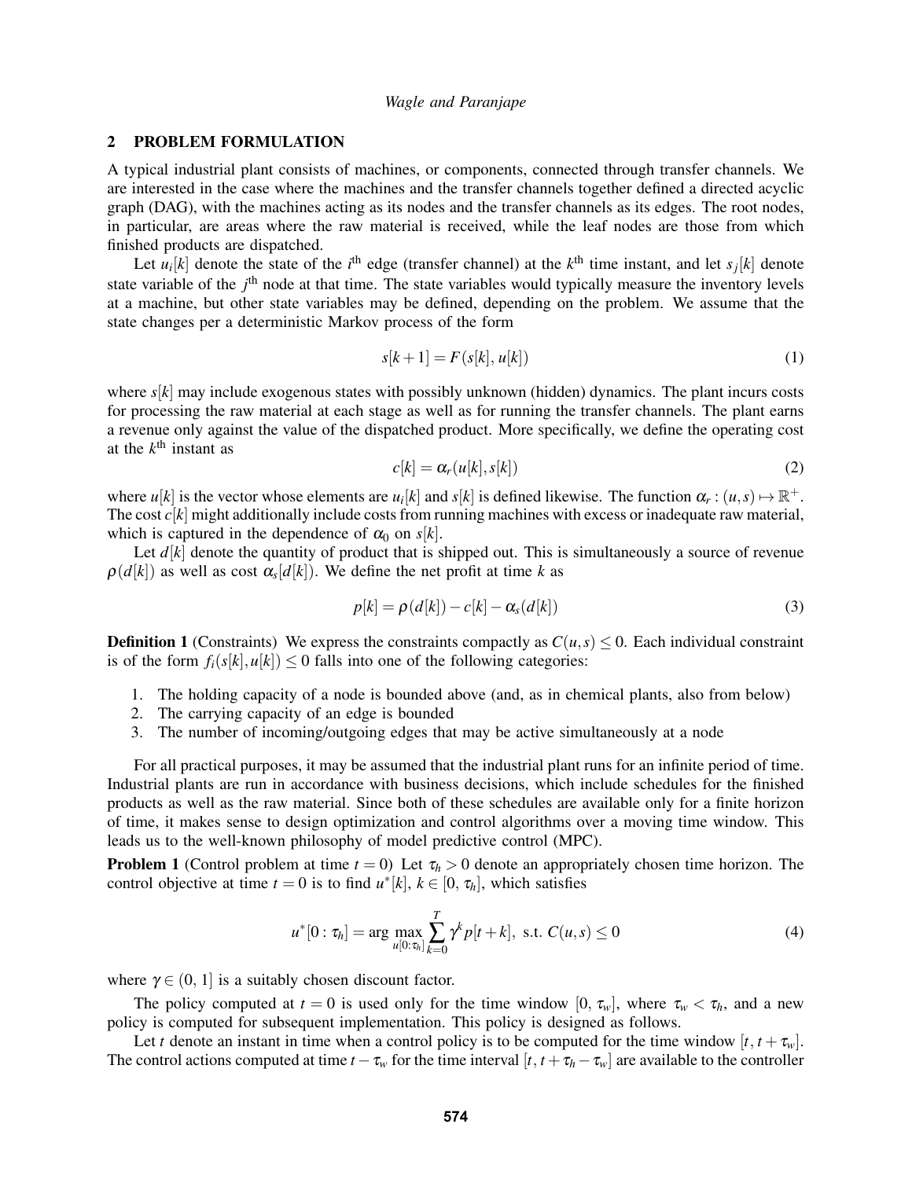## 2 PROBLEM FORMULATION

A typical industrial plant consists of machines, or components, connected through transfer channels. We are interested in the case where the machines and the transfer channels together defined a directed acyclic graph (DAG), with the machines acting as its nodes and the transfer channels as its edges. The root nodes, in particular, are areas where the raw material is received, while the leaf nodes are those from which finished products are dispatched.

Let $u_i[k]$ denote the state of the $i^{\text{th}}$ edge (transfer channel) at the $k^{\text{th}}$ time instant, and let $s_j[k]$ denote state variable of the $j^{\text{th}}$ node at that time. The state variables would typically measure the inventory levels at a machine, but other state variables may be defined, depending on the problem. We assume that the state changes per a deterministic Markov process of the form

$$s[k+1] = F(s[k], u[k]) \tag{1}$$

where $s[k]$ may include exogenous states with possibly unknown (hidden) dynamics. The plant incurs costs for processing the raw material at each stage as well as for running the transfer channels. The plant earns a revenue only against the value of the dispatched product. More specifically, we define the operating cost at the $k^{\text{th}}$ instant as

$$c[k] = \alpha_r(u[k], s[k]) \tag{2}$$

where $u[k]$ is the vector whose elements are $u_i[k]$ and $s[k]$ is defined likewise. The function $\alpha_r : (u, s) \mapsto \mathbb{R}^+$. The cost $c[k]$ might additionally include costs from running machines with excess or inadequate raw material, which is captured in the dependence of $\alpha_0$ on $s[k]$.

Let $d[k]$ denote the quantity of product that is shipped out. This is simultaneously a source of revenue $\rho(d[k])$ as well as cost $\alpha_s[d[k])$. We define the net profit at time $k$ as

$$p[k] = \rho(d[k]) - c[k] - \alpha_s(d[k]) \tag{3}$$

**Definition 1** (Constraints) We express the constraints compactly as $C(u, s) \leq 0$. Each individual constraint is of the form $f_i(s[k], u[k]) \leq 0$ falls into one of the following categories:

1. The holding capacity of a node is bounded above (and, as in chemical plants, also from below)
2. The carrying capacity of an edge is bounded
3. The number of incoming/outgoing edges that may be active simultaneously at a node

For all practical purposes, it may be assumed that the industrial plant runs for an infinite period of time. Industrial plants are run in accordance with business decisions, which include schedules for the finished products as well as the raw material. Since both of these schedules are available only for a finite horizon of time, it makes sense to design optimization and control algorithms over a moving time window. This leads us to the well-known philosophy of model predictive control (MPC).

**Problem 1** (Control problem at time $t = 0$) Let $\tau_h > 0$ denote an appropriately chosen time horizon. The control objective at time $t = 0$ is to find $u^*[k]$, $k \in [0, \tau_h]$, which satisfies

$$u^*[0 : \tau_h] = \arg \max_{u[0:\tau_h]} \sum_{k=0}^{T} \gamma^k p[t+k], \text{ s.t. } C(u, s) \leq 0 \tag{4}$$

where $\gamma \in (0, 1]$ is a suitably chosen discount factor.

The policy computed at $t = 0$ is used only for the time window $[0, \tau_w]$, where $\tau_w < \tau_h$, and a new policy is computed for subsequent implementation. This policy is designed as follows.

Let $t$ denote an instant in time when a control policy is to be computed for the time window $[t, t + \tau_w]$. The control actions computed at time $t - \tau_w$ for the time interval $[t, t + \tau_h - \tau_w]$ are available to the controller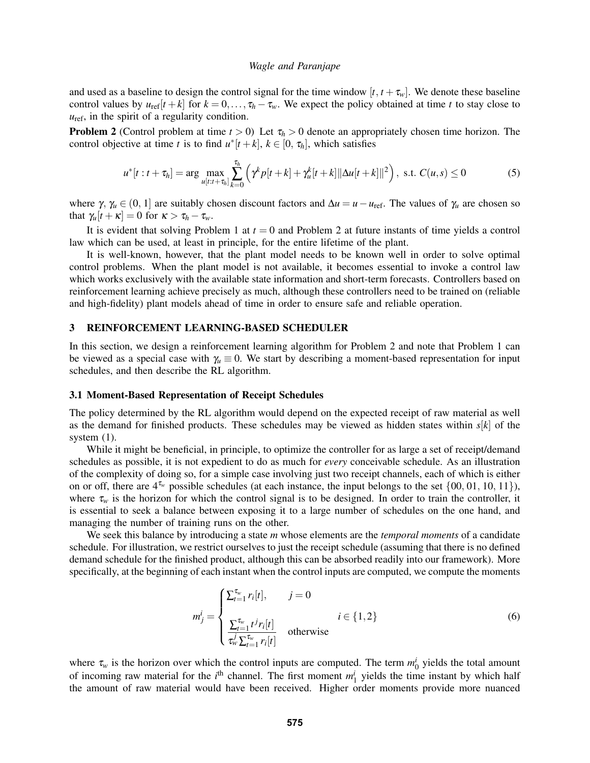and used as a baseline to design the control signal for the time window $[t, t+\tau_w]$. We denote these baseline control values by $u_{\text{ref}}[t+k]$ for $k = 0, \ldots, \tau_h - \tau_w$. We expect the policy obtained at time $t$ to stay close to $u_{\text{ref}}$, in the spirit of a regularity condition.

**Problem 2** (Control problem at time $t > 0$) Let $\tau_h > 0$ denote an appropriately chosen time horizon. The control objective at time $t$ is to find $u^*[t+k]$, $k \in [0, \tau_h]$, which satisfies

$$u^*[t : t+\tau_h] = \arg \max_{u[t:t+\tau_h]} \sum_{k=0}^{\tau_h} \left( \gamma^k p[t+k] + \gamma_u^k[t+k] \|\Delta u[t+k]\|^2 \right), \text{ s.t. } C(u,s) \leq 0 \tag{5}$$

where $\gamma$, $\gamma_u \in (0, 1]$ are suitably chosen discount factors and $\Delta u = u - u_{\text{ref}}$. The values of $\gamma_u$ are chosen so that $\gamma_u[t+\kappa] = 0$ for $\kappa > \tau_h - \tau_w$.

It is evident that solving Problem 1 at $t = 0$ and Problem 2 at future instants of time yields a control law which can be used, at least in principle, for the entire lifetime of the plant.

It is well-known, however, that the plant model needs to be known well in order to solve optimal control problems. When the plant model is not available, it becomes essential to invoke a control law which works exclusively with the available state information and short-term forecasts. Controllers based on reinforcement learning achieve precisely as much, although these controllers need to be trained on (reliable and high-fidelity) plant models ahead of time in order to ensure safe and reliable operation.

## 3 REINFORCEMENT LEARNING-BASED SCHEDULER

In this section, we design a reinforcement learning algorithm for Problem 2 and note that Problem 1 can be viewed as a special case with $\gamma_u \equiv 0$. We start by describing a moment-based representation for input schedules, and then describe the RL algorithm.

### 3.1 Moment-Based Representation of Receipt Schedules

The policy determined by the RL algorithm would depend on the expected receipt of raw material as well as the demand for finished products. These schedules may be viewed as hidden states within $s[k]$ of the system (1).

While it might be beneficial, in principle, to optimize the controller for as large a set of receipt/demand schedules as possible, it is not expedient to do as much for *every* conceivable schedule. As an illustration of the complexity of doing so, for a simple case involving just two receipt channels, each of which is either on or off, there are $4^{\tau_w}$ possible schedules (at each instance, the input belongs to the set $\{00, 01, 10, 11\}$), where $\tau_w$ is the horizon for which the control signal is to be designed. In order to train the controller, it is essential to seek a balance between exposing it to a large number of schedules on the one hand, and managing the number of training runs on the other.

We seek this balance by introducing a state $m$ whose elements are the *temporal moments* of a candidate schedule. For illustration, we restrict ourselves to just the receipt schedule (assuming that there is no defined demand schedule for the finished product, although this can be absorbed readily into our framework). More specifically, at the beginning of each instant when the control inputs are computed, we compute the moments

$$m_j^i = \begin{cases} \sum_{t=1}^{\tau_w} r_i[t], & j = 0 \\ \dfrac{\sum_{t=1}^{\tau_w} t^j r_i[t]}{\tau_w^j \sum_{t=1}^{\tau_w} r_i[t]} & \text{otherwise} \end{cases} \qquad i \in \{1, 2\} \tag{6}$$

where $\tau_w$ is the horizon over which the control inputs are computed. The term $m_0^i$ yields the total amount of incoming raw material for the $i^{\text{th}}$ channel. The first moment $m_1^i$ yields the time instant by which half the amount of raw material would have been received. Higher order moments provide more nuanced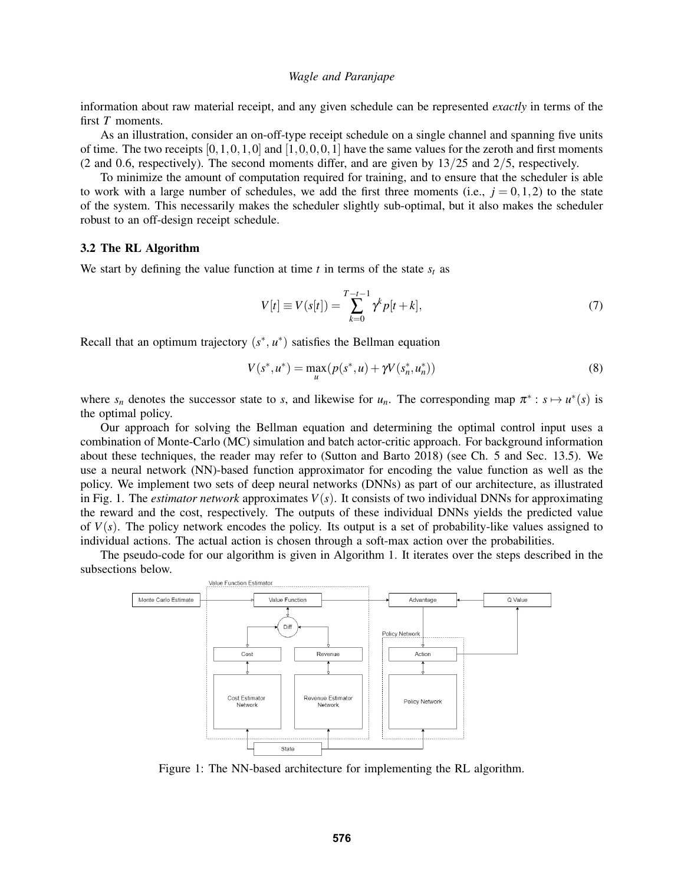information about raw material receipt, and any given schedule can be represented *exactly* in terms of the first $T$ moments.

As an illustration, consider an on-off-type receipt schedule on a single channel and spanning five units of time. The two receipts $[0,1,0,1,0]$ and $[1,0,0,0,1]$ have the same values for the zeroth and first moments (2 and 0.6, respectively). The second moments differ, and are given by $13/25$ and $2/5$, respectively.

To minimize the amount of computation required for training, and to ensure that the scheduler is able to work with a large number of schedules, we add the first three moments (i.e., $j = 0,1,2$) to the state of the system. This necessarily makes the scheduler slightly sub-optimal, but it also makes the scheduler robust to an off-design receipt schedule.

### 3.2 The RL Algorithm

We start by defining the value function at time $t$ in terms of the state $s_t$ as

$$V[t] \equiv V(s[t]) = \sum_{k=0}^{T-t-1} \gamma^k p[t+k], \tag{7}$$

Recall that an optimum trajectory $(s^*, u^*)$ satisfies the Bellman equation

$$V(s^*, u^*) = \max_u (p(s^*, u) + \gamma V(s_n^*, u_n^*)) \tag{8}$$

where $s_n$ denotes the successor state to $s$, and likewise for $u_n$. The corresponding map $\pi^* : s \mapsto u^*(s)$ is the optimal policy.

Our approach for solving the Bellman equation and determining the optimal control input uses a combination of Monte-Carlo (MC) simulation and batch actor-critic approach. For background information about these techniques, the reader may refer to (Sutton and Barto 2018) (see Ch. 5 and Sec. 13.5). We use a neural network (NN)-based function approximator for encoding the value function as well as the policy. We implement two sets of deep neural networks (DNNs) as part of our architecture, as illustrated in Fig. 1. The *estimator network* approximates $V(s)$. It consists of two individual DNNs for approximating the reward and the cost, respectively. The outputs of these individual DNNs yields the predicted value of $V(s)$. The policy network encodes the policy. Its output is a set of probability-like values assigned to individual actions. The actual action is chosen through a soft-max action over the probabilities.

The pseudo-code for our algorithm is given in Algorithm 1. It iterates over the steps described in the subsections below.

Figure 1: The NN-based architecture for implementing the RL algorithm.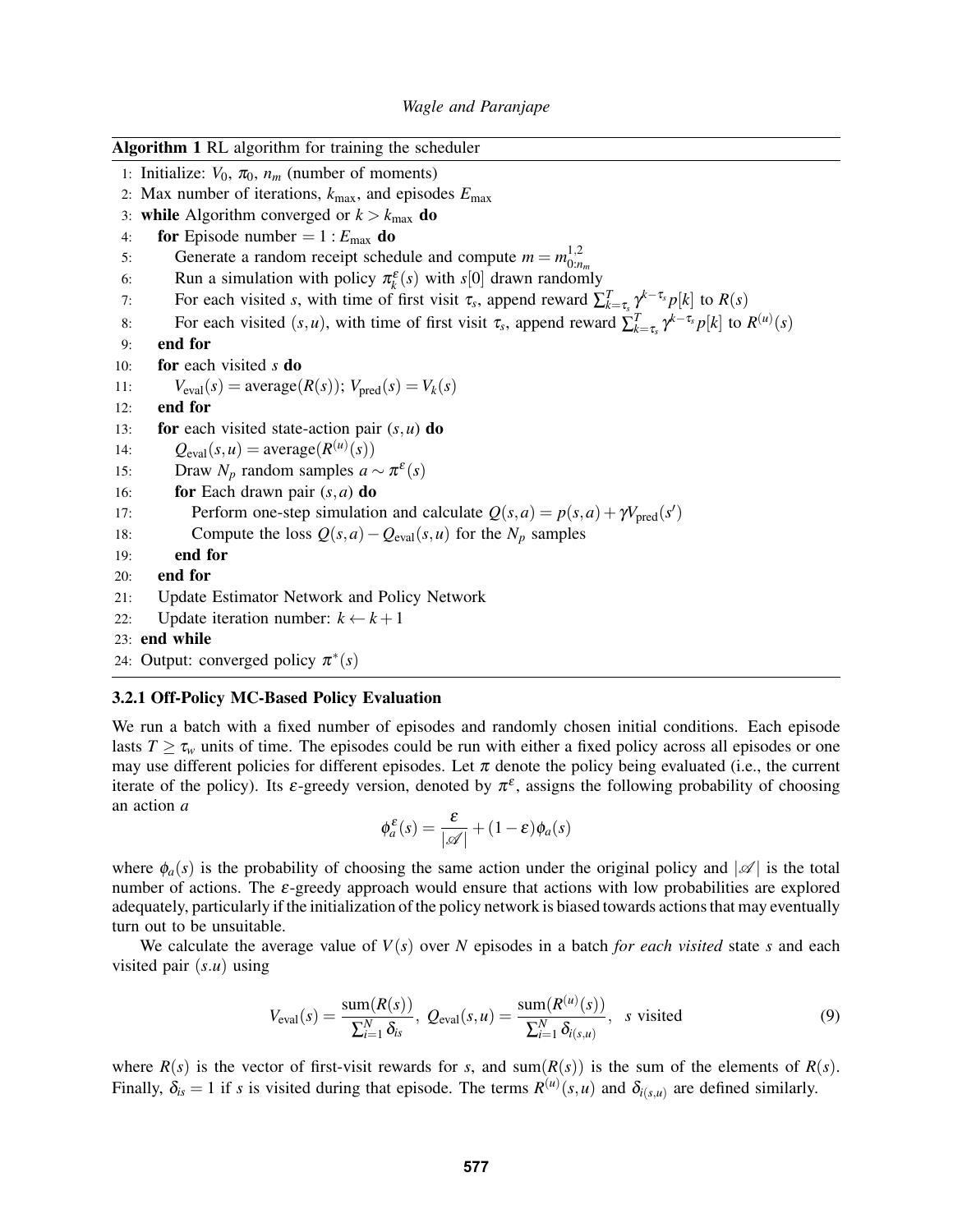**Algorithm 1** RL algorithm for training the scheduler

```
1:  Initialize: V_0, π_0, n_m (number of moments)
2:  Max number of iterations, k_max, and episodes E_max
3:  while Algorithm converged or k > k_max do
4:     for Episode number = 1 : E_max do
5:        Generate a random receipt schedule and compute m = m^{1,2}_{0:n_m}
6:        Run a simulation with policy π^ε_k(s) with s[0] drawn randomly
7:        For each visited s, with time of first visit τ_s, append reward Σ_{k=τ_s}^{T} γ^{k−τ_s} p[k] to R(s)
8:        For each visited (s,u), with time of first visit τ_s, append reward Σ_{k=τ_s}^{T} γ^{k−τ_s} p[k] to R^{(u)}(s)
9:     end for
10:    for each visited s do
11:       V_eval(s) = average(R(s)); V_pred(s) = V_k(s)
12:    end for
13:    for each visited state-action pair (s,u) do
14:       Q_eval(s,u) = average(R^{(u)}(s))
15:       Draw N_p random samples a ∼ π^ε(s)
16:       for Each drawn pair (s,a) do
17:          Perform one-step simulation and calculate Q(s,a) = p(s,a) + γV_pred(s')
18:          Compute the loss Q(s,a) − Q_eval(s,u) for the N_p samples
19:       end for
20:    end for
21:    Update Estimator Network and Policy Network
22:    Update iteration number: k ← k+1
23: end while
24: Output: converged policy π*(s)
```

### 3.2.1 Off-Policy MC-Based Policy Evaluation

We run a batch with a fixed number of episodes and randomly chosen initial conditions. Each episode lasts $T \geq \tau_w$ units of time. The episodes could be run with either a fixed policy across all episodes or one may use different policies for different episodes. Let $\pi$ denote the policy being evaluated (i.e., the current iterate of the policy). Its $\varepsilon$-greedy version, denoted by $\pi^{\varepsilon}$, assigns the following probability of choosing an action $a$

$$\phi_a^{\varepsilon}(s) = \frac{\varepsilon}{|\mathscr{A}|} + (1-\varepsilon)\phi_a(s)$$

where $\phi_a(s)$ is the probability of choosing the same action under the original policy and $|\mathscr{A}|$ is the total number of actions. The $\varepsilon$-greedy approach would ensure that actions with low probabilities are explored adequately, particularly if the initialization of the policy network is biased towards actions that may eventually turn out to be unsuitable.

We calculate the average value of $V(s)$ over $N$ episodes in a batch *for each visited* state $s$ and each visited pair $(s.u)$ using

$$V_{\text{eval}}(s) = \frac{\text{sum}(R(s))}{\sum_{i=1}^{N} \delta_{is}},\ Q_{\text{eval}}(s,u) = \frac{\text{sum}(R^{(u)}(s))}{\sum_{i=1}^{N} \delta_{i(s,u)}},\quad s \text{ visited} \tag{9}$$

where $R(s)$ is the vector of first-visit rewards for $s$, and $\text{sum}(R(s))$ is the sum of the elements of $R(s)$. Finally, $\delta_{is} = 1$ if $s$ is visited during that episode. The terms $R^{(u)}(s,u)$ and $\delta_{i(s,u)}$ are defined similarly.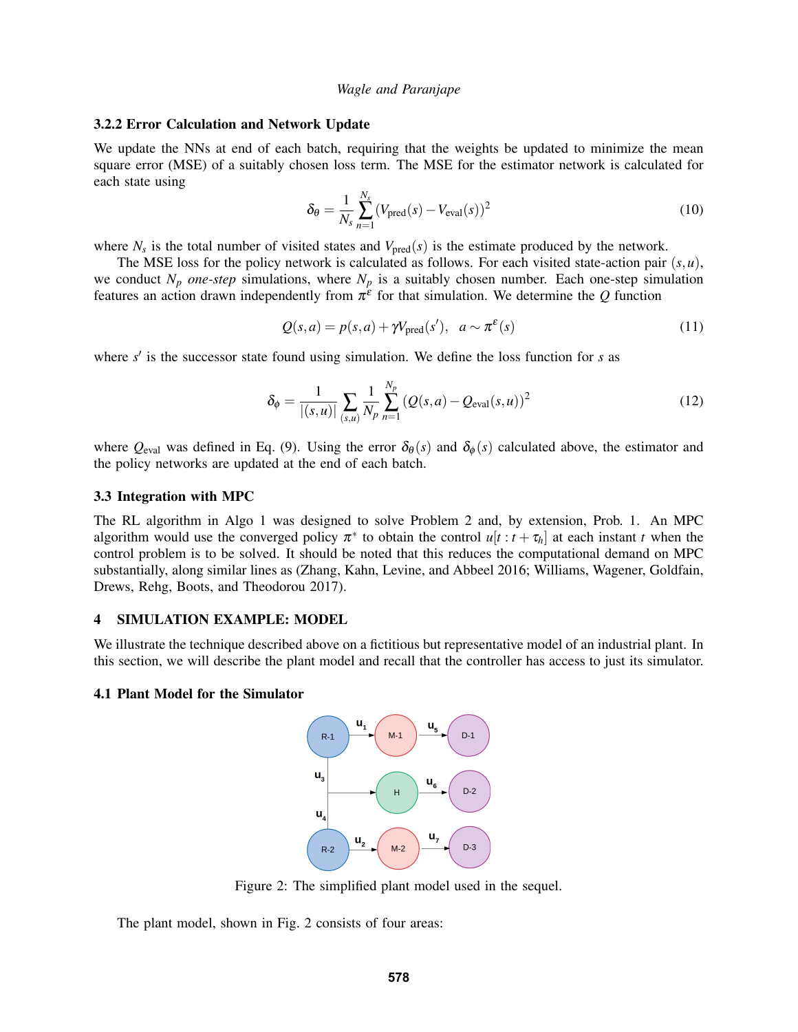### 3.2.2 Error Calculation and Network Update

We update the NNs at end of each batch, requiring that the weights be updated to minimize the mean square error (MSE) of a suitably chosen loss term. The MSE for the estimator network is calculated for each state using

$$\delta_\theta = \frac{1}{N_s}\sum_{n=1}^{N_s}\left(V_{\text{pred}}(s) - V_{\text{eval}}(s)\right)^2 \tag{10}$$

where $N_s$ is the total number of visited states and $V_{\text{pred}}(s)$ is the estimate produced by the network.

The MSE loss for the policy network is calculated as follows. For each visited state-action pair $(s,u)$, we conduct $N_p$ *one-step* simulations, where $N_p$ is a suitably chosen number. Each one-step simulation features an action drawn independently from $\pi^\varepsilon$ for that simulation. We determine the $Q$ function

$$Q(s,a) = p(s,a) + \gamma V_{\text{pred}}(s'), \quad a \sim \pi^\varepsilon(s) \tag{11}$$

where $s'$ is the successor state found using simulation. We define the loss function for $s$ as

$$\delta_\phi = \frac{1}{|(s,u)|}\sum_{(s,u)}\frac{1}{N_p}\sum_{n=1}^{N_p}\left(Q(s,a) - Q_{\text{eval}}(s,u)\right)^2 \tag{12}$$

where $Q_{\text{eval}}$ was defined in Eq. (9). Using the error $\delta_\theta(s)$ and $\delta_\phi(s)$ calculated above, the estimator and the policy networks are updated at the end of each batch.

## 3.3 Integration with MPC

The RL algorithm in Algo 1 was designed to solve Problem 2 and, by extension, Prob. 1. An MPC algorithm would use the converged policy $\pi^*$ to obtain the control $u[t:t+\tau_h]$ at each instant $t$ when the control problem is to be solved. It should be noted that this reduces the computational demand on MPC substantially, along similar lines as (Zhang, Kahn, Levine, and Abbeel 2016; Williams, Wagener, Goldfain, Drews, Rehg, Boots, and Theodorou 2017).

# 4 SIMULATION EXAMPLE: MODEL

We illustrate the technique described above on a fictitious but representative model of an industrial plant. In this section, we will describe the plant model and recall that the controller has access to just its simulator.

## 4.1 Plant Model for the Simulator

Figure 2: The simplified plant model used in the sequel.

The plant model, shown in Fig. 2 consists of four areas: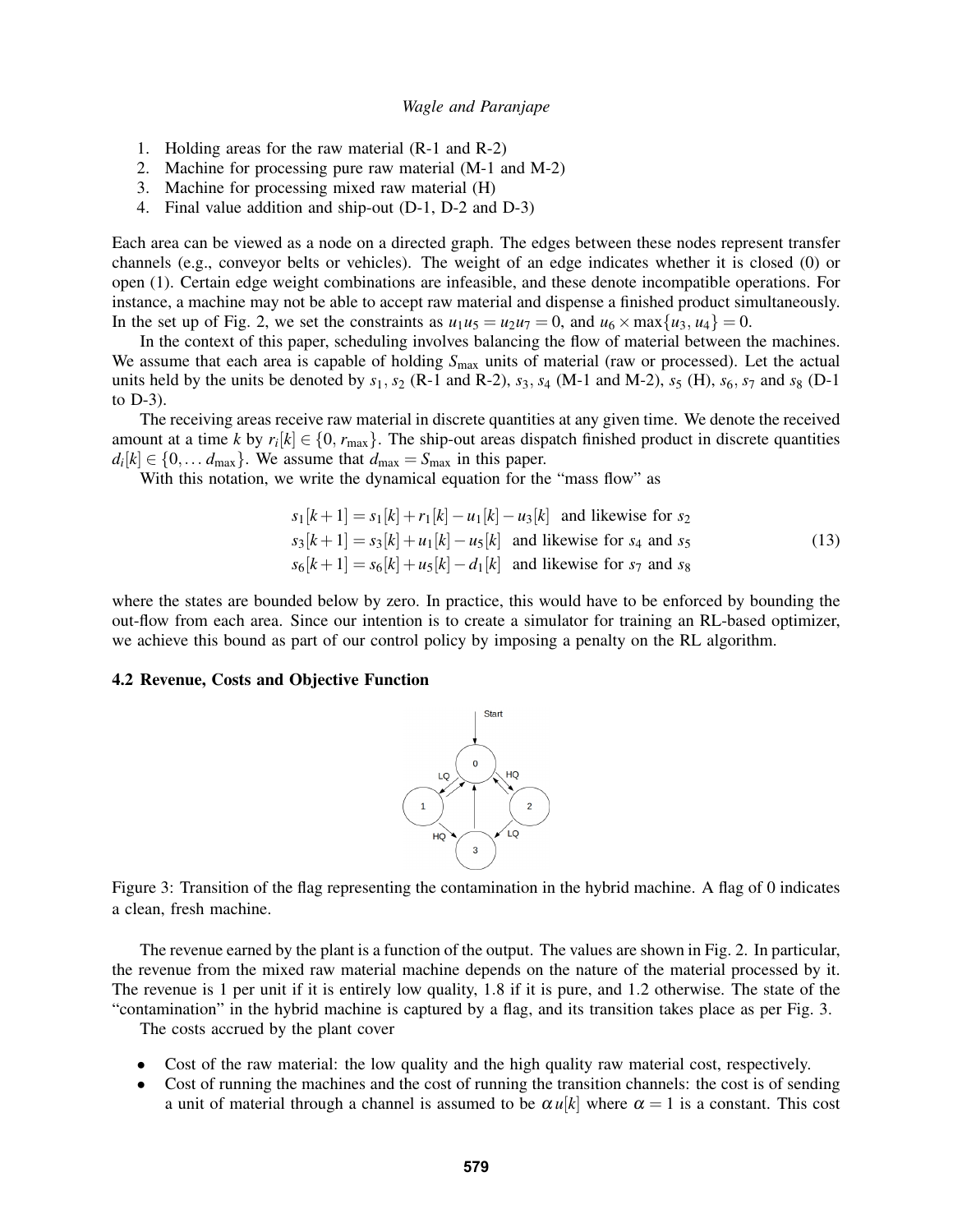1. Holding areas for the raw material (R-1 and R-2)
2. Machine for processing pure raw material (M-1 and M-2)
3. Machine for processing mixed raw material (H)
4. Final value addition and ship-out (D-1, D-2 and D-3)

Each area can be viewed as a node on a directed graph. The edges between these nodes represent transfer channels (e.g., conveyor belts or vehicles). The weight of an edge indicates whether it is closed (0) or open (1). Certain edge weight combinations are infeasible, and these denote incompatible operations. For instance, a machine may not be able to accept raw material and dispense a finished product simultaneously. In the set up of Fig. 2, we set the constraints as $u_1u_5 = u_2u_7 = 0$, and $u_6 \times \max\{u_3, u_4\} = 0$.

In the context of this paper, scheduling involves balancing the flow of material between the machines. We assume that each area is capable of holding $S_{\max}$ units of material (raw or processed). Let the actual units held by the units be denoted by $s_1$, $s_2$ (R-1 and R-2), $s_3$, $s_4$ (M-1 and M-2), $s_5$ (H), $s_6$, $s_7$ and $s_8$ (D-1 to D-3).

The receiving areas receive raw material in discrete quantities at any given time. We denote the received amount at a time $k$ by $r_i[k] \in \{0, r_{\max}\}$. The ship-out areas dispatch finished product in discrete quantities $d_i[k] \in \{0, \ldots d_{\max}\}$. We assume that $d_{\max} = S_{\max}$ in this paper.

With this notation, we write the dynamical equation for the "mass flow" as

$$
\begin{aligned}
s_1[k+1] &= s_1[k] + r_1[k] - u_1[k] - u_3[k] \quad \text{and likewise for } s_2 \\
s_3[k+1] &= s_3[k] + u_1[k] - u_5[k] \quad \text{and likewise for } s_4 \text{ and } s_5 \\
s_6[k+1] &= s_6[k] + u_5[k] - d_1[k] \quad \text{and likewise for } s_7 \text{ and } s_8
\end{aligned}
\tag{13}
$$

where the states are bounded below by zero. In practice, this would have to be enforced by bounding the out-flow from each area. Since our intention is to create a simulator for training an RL-based optimizer, we achieve this bound as part of our control policy by imposing a penalty on the RL algorithm.

### 4.2 Revenue, Costs and Objective Function

Figure 3: Transition of the flag representing the contamination in the hybrid machine. A flag of 0 indicates a clean, fresh machine.

The revenue earned by the plant is a function of the output. The values are shown in Fig. 2. In particular, the revenue from the mixed raw material machine depends on the nature of the material processed by it. The revenue is 1 per unit if it is entirely low quality, 1.8 if it is pure, and 1.2 otherwise. The state of the "contamination" in the hybrid machine is captured by a flag, and its transition takes place as per Fig. 3.

The costs accrued by the plant cover

- Cost of the raw material: the low quality and the high quality raw material cost, respectively.
- Cost of running the machines and the cost of running the transition channels: the cost is of sending a unit of material through a channel is assumed to be $\alpha u[k]$ where $\alpha = 1$ is a constant. This cost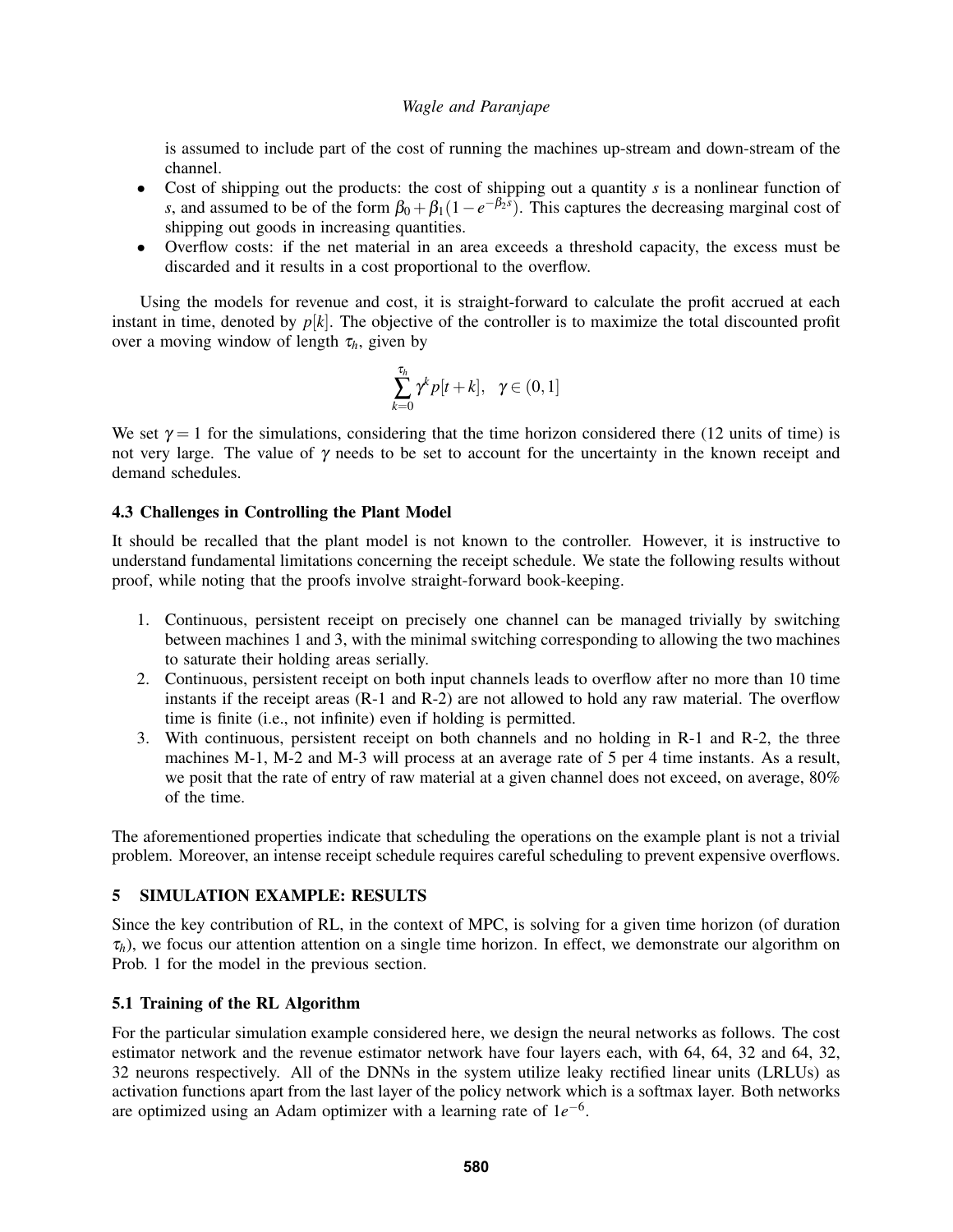is assumed to include part of the cost of running the machines up-stream and down-stream of the channel.

- Cost of shipping out the products: the cost of shipping out a quantity $s$ is a nonlinear function of $s$, and assumed to be of the form $\beta_0 + \beta_1(1 - e^{-\beta_2 s})$. This captures the decreasing marginal cost of shipping out goods in increasing quantities.
- Overflow costs: if the net material in an area exceeds a threshold capacity, the excess must be discarded and it results in a cost proportional to the overflow.

Using the models for revenue and cost, it is straight-forward to calculate the profit accrued at each instant in time, denoted by $p[k]$. The objective of the controller is to maximize the total discounted profit over a moving window of length $\tau_h$, given by

$$\sum_{k=0}^{\tau_h} \gamma^k p[t+k], \quad \gamma \in (0,1]$$

We set $\gamma = 1$ for the simulations, considering that the time horizon considered there (12 units of time) is not very large. The value of $\gamma$ needs to be set to account for the uncertainty in the known receipt and demand schedules.

### 4.3 Challenges in Controlling the Plant Model

It should be recalled that the plant model is not known to the controller. However, it is instructive to understand fundamental limitations concerning the receipt schedule. We state the following results without proof, while noting that the proofs involve straight-forward book-keeping.

1. Continuous, persistent receipt on precisely one channel can be managed trivially by switching between machines 1 and 3, with the minimal switching corresponding to allowing the two machines to saturate their holding areas serially.
2. Continuous, persistent receipt on both input channels leads to overflow after no more than 10 time instants if the receipt areas (R-1 and R-2) are not allowed to hold any raw material. The overflow time is finite (i.e., not infinite) even if holding is permitted.
3. With continuous, persistent receipt on both channels and no holding in R-1 and R-2, the three machines M-1, M-2 and M-3 will process at an average rate of 5 per 4 time instants. As a result, we posit that the rate of entry of raw material at a given channel does not exceed, on average, 80% of the time.

The aforementioned properties indicate that scheduling the operations on the example plant is not a trivial problem. Moreover, an intense receipt schedule requires careful scheduling to prevent expensive overflows.

## 5 SIMULATION EXAMPLE: RESULTS

Since the key contribution of RL, in the context of MPC, is solving for a given time horizon (of duration $\tau_h$), we focus our attention attention on a single time horizon. In effect, we demonstrate our algorithm on Prob. 1 for the model in the previous section.

### 5.1 Training of the RL Algorithm

For the particular simulation example considered here, we design the neural networks as follows. The cost estimator network and the revenue estimator network have four layers each, with 64, 64, 32 and 64, 32, 32 neurons respectively. All of the DNNs in the system utilize leaky rectified linear units (LRLUs) as activation functions apart from the last layer of the policy network which is a softmax layer. Both networks are optimized using an Adam optimizer with a learning rate of $1e^{-6}$.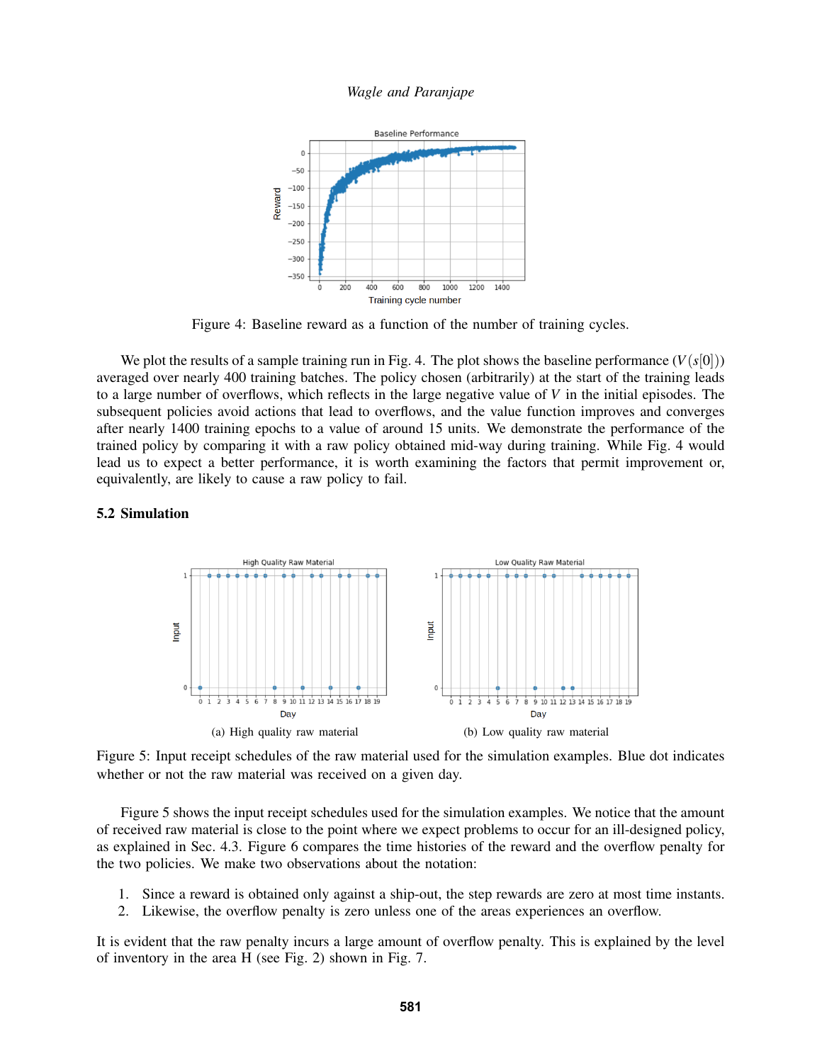Figure 4: Baseline reward as a function of the number of training cycles.

We plot the results of a sample training run in Fig. 4. The plot shows the baseline performance ($V(s[0])$) averaged over nearly 400 training batches. The policy chosen (arbitrarily) at the start of the training leads to a large number of overflows, which reflects in the large negative value of $V$ in the initial episodes. The subsequent policies avoid actions that lead to overflows, and the value function improves and converges after nearly 1400 training epochs to a value of around 15 units. We demonstrate the performance of the trained policy by comparing it with a raw policy obtained mid-way during training. While Fig. 4 would lead us to expect a better performance, it is worth examining the factors that permit improvement or, equivalently, are likely to cause a raw policy to fail.

### 5.2 Simulation

(a) High quality raw material

(b) Low quality raw material

Figure 5: Input receipt schedules of the raw material used for the simulation examples. Blue dot indicates whether or not the raw material was received on a given day.

Figure 5 shows the input receipt schedules used for the simulation examples. We notice that the amount of received raw material is close to the point where we expect problems to occur for an ill-designed policy, as explained in Sec. 4.3. Figure 6 compares the time histories of the reward and the overflow penalty for the two policies. We make two observations about the notation:

1. Since a reward is obtained only against a ship-out, the step rewards are zero at most time instants.
2. Likewise, the overflow penalty is zero unless one of the areas experiences an overflow.

It is evident that the raw penalty incurs a large amount of overflow penalty. This is explained by the level of inventory in the area H (see Fig. 2) shown in Fig. 7.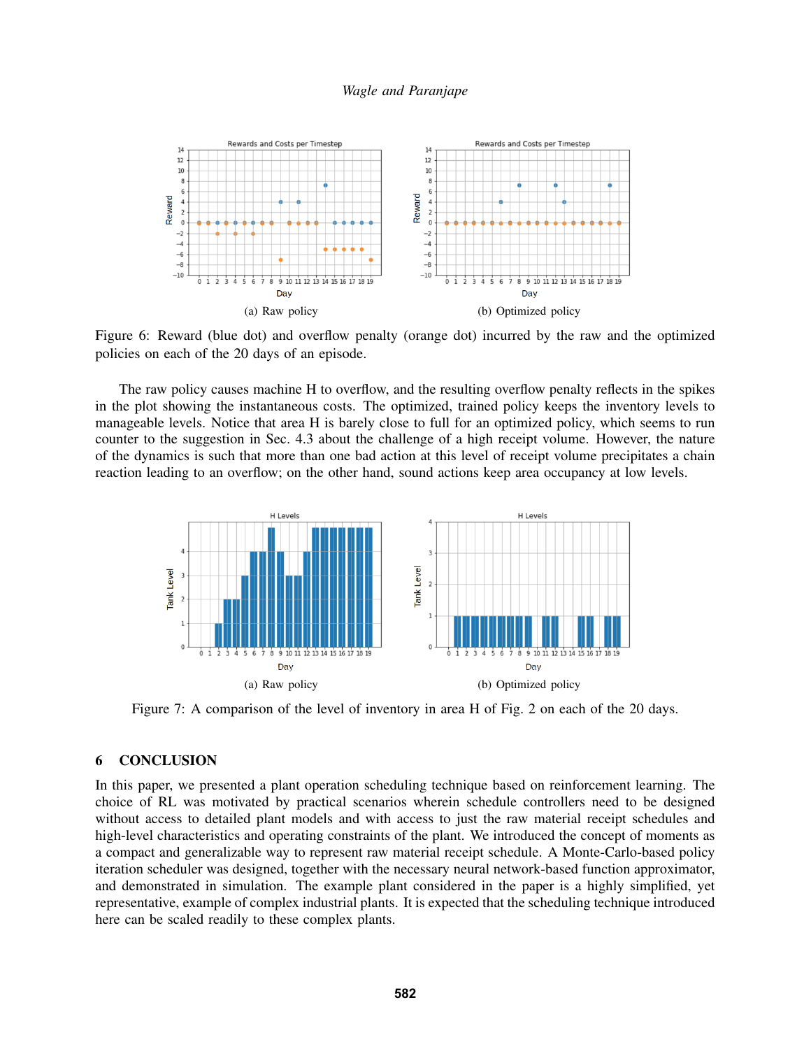(a) Raw policy

(b) Optimized policy

Figure 6: Reward (blue dot) and overflow penalty (orange dot) incurred by the raw and the optimized policies on each of the 20 days of an episode.

The raw policy causes machine H to overflow, and the resulting overflow penalty reflects in the spikes in the plot showing the instantaneous costs. The optimized, trained policy keeps the inventory levels to manageable levels. Notice that area H is barely close to full for an optimized policy, which seems to run counter to the suggestion in Sec. 4.3 about the challenge of a high receipt volume. However, the nature of the dynamics is such that more than one bad action at this level of receipt volume precipitates a chain reaction leading to an overflow; on the other hand, sound actions keep area occupancy at low levels.

(a) Raw policy

(b) Optimized policy

Figure 7: A comparison of the level of inventory in area H of Fig. 2 on each of the 20 days.

## 6 CONCLUSION

In this paper, we presented a plant operation scheduling technique based on reinforcement learning. The choice of RL was motivated by practical scenarios wherein schedule controllers need to be designed without access to detailed plant models and with access to just the raw material receipt schedules and high-level characteristics and operating constraints of the plant. We introduced the concept of moments as a compact and generalizable way to represent raw material receipt schedule. A Monte-Carlo-based policy iteration scheduler was designed, together with the necessary neural network-based function approximator, and demonstrated in simulation. The example plant considered in the paper is a highly simplified, yet representative, example of complex industrial plants. It is expected that the scheduling technique introduced here can be scaled readily to these complex plants.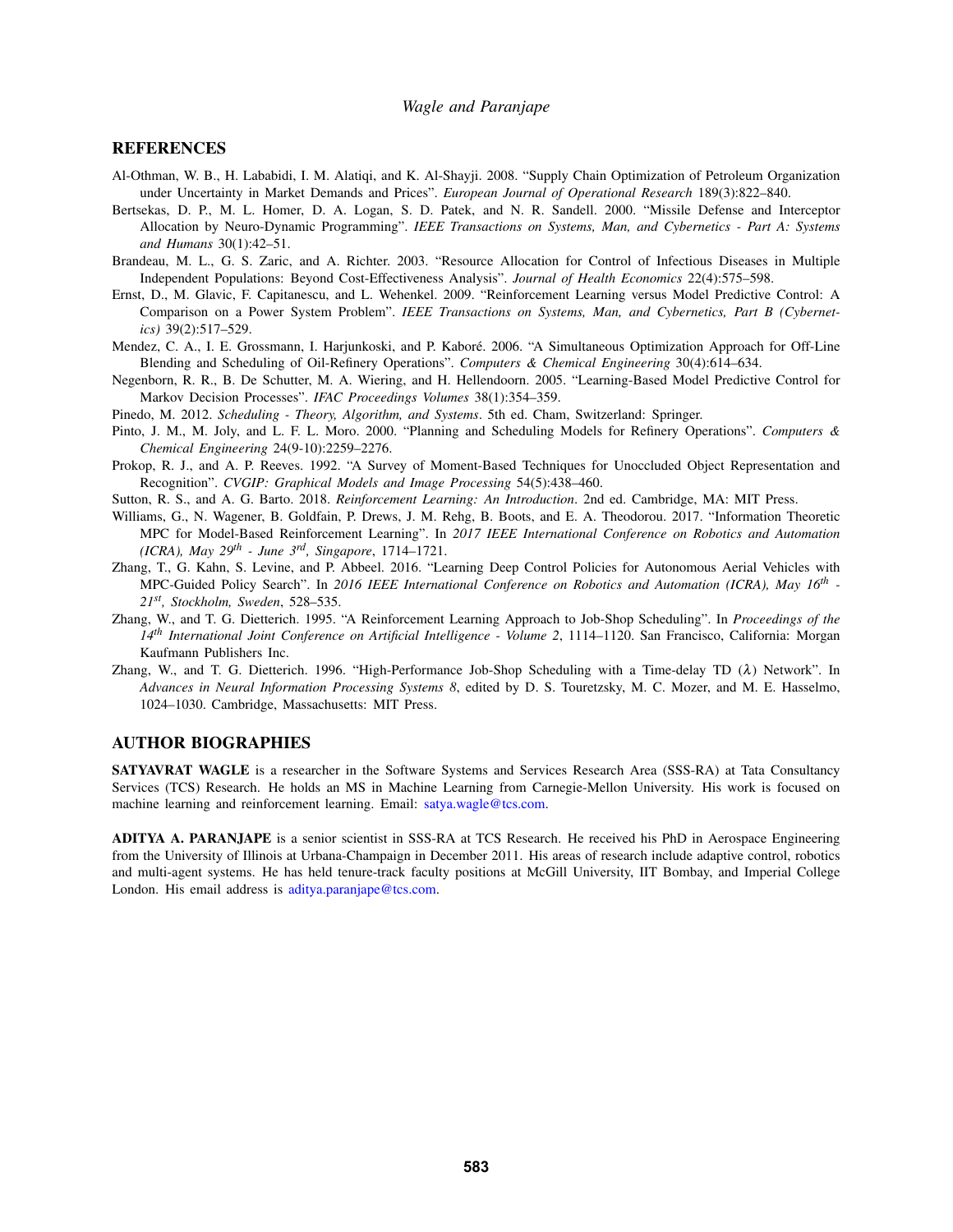## REFERENCES

Al-Othman, W. B., H. Lababidi, I. M. Alatiqi, and K. Al-Shayji. 2008. "Supply Chain Optimization of Petroleum Organization under Uncertainty in Market Demands and Prices". *European Journal of Operational Research* 189(3):822–840.

Bertsekas, D. P., M. L. Homer, D. A. Logan, S. D. Patek, and N. R. Sandell. 2000. "Missile Defense and Interceptor Allocation by Neuro-Dynamic Programming". *IEEE Transactions on Systems, Man, and Cybernetics - Part A: Systems and Humans* 30(1):42–51.

Brandeau, M. L., G. S. Zaric, and A. Richter. 2003. "Resource Allocation for Control of Infectious Diseases in Multiple Independent Populations: Beyond Cost-Effectiveness Analysis". *Journal of Health Economics* 22(4):575–598.

Ernst, D., M. Glavic, F. Capitanescu, and L. Wehenkel. 2009. "Reinforcement Learning versus Model Predictive Control: A Comparison on a Power System Problem". *IEEE Transactions on Systems, Man, and Cybernetics, Part B (Cybernetics)* 39(2):517–529.

Mendez, C. A., I. E. Grossmann, I. Harjunkoski, and P. Kaboré. 2006. "A Simultaneous Optimization Approach for Off-Line Blending and Scheduling of Oil-Refinery Operations". *Computers & Chemical Engineering* 30(4):614–634.

Negenborn, R. R., B. De Schutter, M. A. Wiering, and H. Hellendoorn. 2005. "Learning-Based Model Predictive Control for Markov Decision Processes". *IFAC Proceedings Volumes* 38(1):354–359.

Pinedo, M. 2012. *Scheduling - Theory, Algorithm, and Systems*. 5th ed. Cham, Switzerland: Springer.

Pinto, J. M., M. Joly, and L. F. L. Moro. 2000. "Planning and Scheduling Models for Refinery Operations". *Computers & Chemical Engineering* 24(9-10):2259–2276.

Prokop, R. J., and A. P. Reeves. 1992. "A Survey of Moment-Based Techniques for Unoccluded Object Representation and Recognition". *CVGIP: Graphical Models and Image Processing* 54(5):438–460.

Sutton, R. S., and A. G. Barto. 2018. *Reinforcement Learning: An Introduction*. 2nd ed. Cambridge, MA: MIT Press.

Williams, G., N. Wagener, B. Goldfain, P. Drews, J. M. Rehg, B. Boots, and E. A. Theodorou. 2017. "Information Theoretic MPC for Model-Based Reinforcement Learning". In *2017 IEEE International Conference on Robotics and Automation (ICRA), May 29th - June 3rd, Singapore*, 1714–1721.

Zhang, T., G. Kahn, S. Levine, and P. Abbeel. 2016. "Learning Deep Control Policies for Autonomous Aerial Vehicles with MPC-Guided Policy Search". In *2016 IEEE International Conference on Robotics and Automation (ICRA), May 16th - 21st, Stockholm, Sweden*, 528–535.

Zhang, W., and T. G. Dietterich. 1995. "A Reinforcement Learning Approach to Job-Shop Scheduling". In *Proceedings of the 14th International Joint Conference on Artificial Intelligence - Volume 2*, 1114–1120. San Francisco, California: Morgan Kaufmann Publishers Inc.

Zhang, W., and T. G. Dietterich. 1996. "High-Performance Job-Shop Scheduling with a Time-delay TD ($\lambda$) Network". In *Advances in Neural Information Processing Systems 8*, edited by D. S. Touretzsky, M. C. Mozer, and M. E. Hasselmo, 1024–1030. Cambridge, Massachusetts: MIT Press.

## AUTHOR BIOGRAPHIES

**SATYAVRAT WAGLE** is a researcher in the Software Systems and Services Research Area (SSS-RA) at Tata Consultancy Services (TCS) Research. He holds an MS in Machine Learning from Carnegie-Mellon University. His work is focused on machine learning and reinforcement learning. Email: satya.wagle@tcs.com.

**ADITYA A. PARANJAPE** is a senior scientist in SSS-RA at TCS Research. He received his PhD in Aerospace Engineering from the University of Illinois at Urbana-Champaign in December 2011. His areas of research include adaptive control, robotics and multi-agent systems. He has held tenure-track faculty positions at McGill University, IIT Bombay, and Imperial College London. His email address is aditya.paranjape@tcs.com.